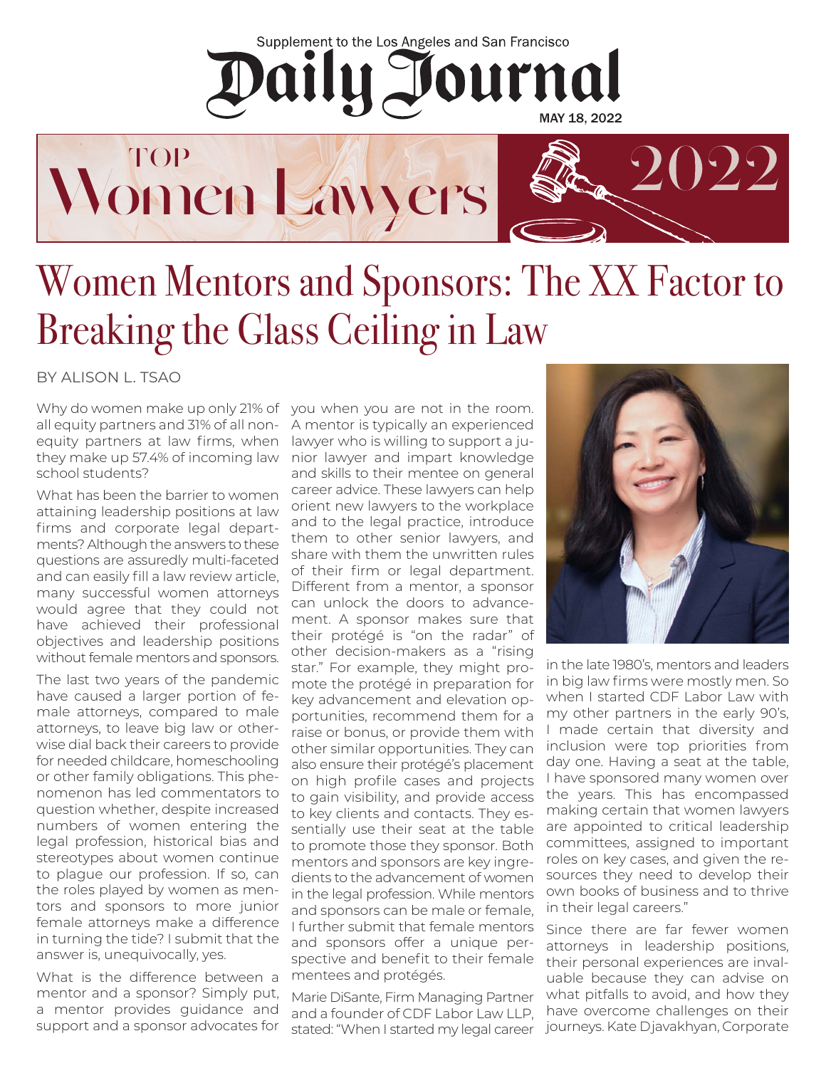Supplement to the Los Angeles and San Francisco

Daily Journal

MAY 18, 2022

TOP Women Lawyers 2022

# Women Mentors and Sponsors: The XX Factor to Breaking the Glass Ceiling in Law

BY ALISON L. TSAO

Why do women make up only 21% of all equity partners and 31% of all non-equity partners at law firms, when they make up 57.4% of incoming law school students?

What has been the barrier to women attaining leadership positions at law firms and corporate legal departments? Although the answers to these questions are assuredly multi-faceted and can easily fill a law review article, many successful women attorneys would agree that they could not have achieved their professional objectives and leadership positions without female mentors and sponsors.

The last two years of the pandemic have caused a larger portion of female attorneys, compared to male attorneys, to leave big law or otherwise dial back their careers to provide for needed childcare, homeschooling or other family obligations. This phenomenon has led commentators to question whether, despite increased numbers of women entering the legal profession, historical bias and stereotypes about women continue to plague our profession. If so, can the roles played by women as mentors and sponsors to more junior female attorneys make a difference in turning the tide? I submit that the answer is, unequivocally, yes.

What is the difference between a mentor and a sponsor? Simply put, a mentor provides guidance and support and a sponsor advocates for you when you are not in the room. A mentor is typically an experienced lawyer who is willing to support a junior lawyer and impart knowledge and skills to their mentee on general career advice. These lawyers can help orient new lawyers to the workplace and to the legal practice, introduce them to other senior lawyers, and share with them the unwritten rules of their firm or legal department. Different from a mentor, a sponsor can unlock the doors to advancement. A sponsor makes sure that their protégé is "on the radar" of other decision-makers as a "rising star." For example, they might promote the protégé in preparation for key advancement and elevation opportunities, recommend them for a raise or bonus, or provide them with other similar opportunities. They can also ensure their protégé's placement on high profile cases and projects to gain visibility, and provide access to key clients and contacts. They essentially use their seat at the table to promote those they sponsor. Both mentors and sponsors are key ingredients to the advancement of women in the legal profession. While mentors and sponsors can be male or female, I further submit that female mentors and sponsors offer a unique perspective and benefit to their female mentees and protégés.

Marie DiSante, Firm Managing Partner and a founder of CDF Labor Law LLP, stated: "When I started my legal career in the late 1980's, mentors and leaders in big law firms were mostly men. So when I started CDF Labor Law with my other partners in the early 90's, I made certain that diversity and inclusion were top priorities from day one. Having a seat at the table, I have sponsored many women over the years. This has encompassed making certain that women lawyers are appointed to critical leadership committees, assigned to important roles on key cases, and given the resources they need to develop their own books of business and to thrive in their legal careers."

Since there are far fewer women attorneys in leadership positions, their personal experiences are invaluable because they can advise on what pitfalls to avoid, and how they have overcome challenges on their journeys. Kate Djavakhyan, Corporate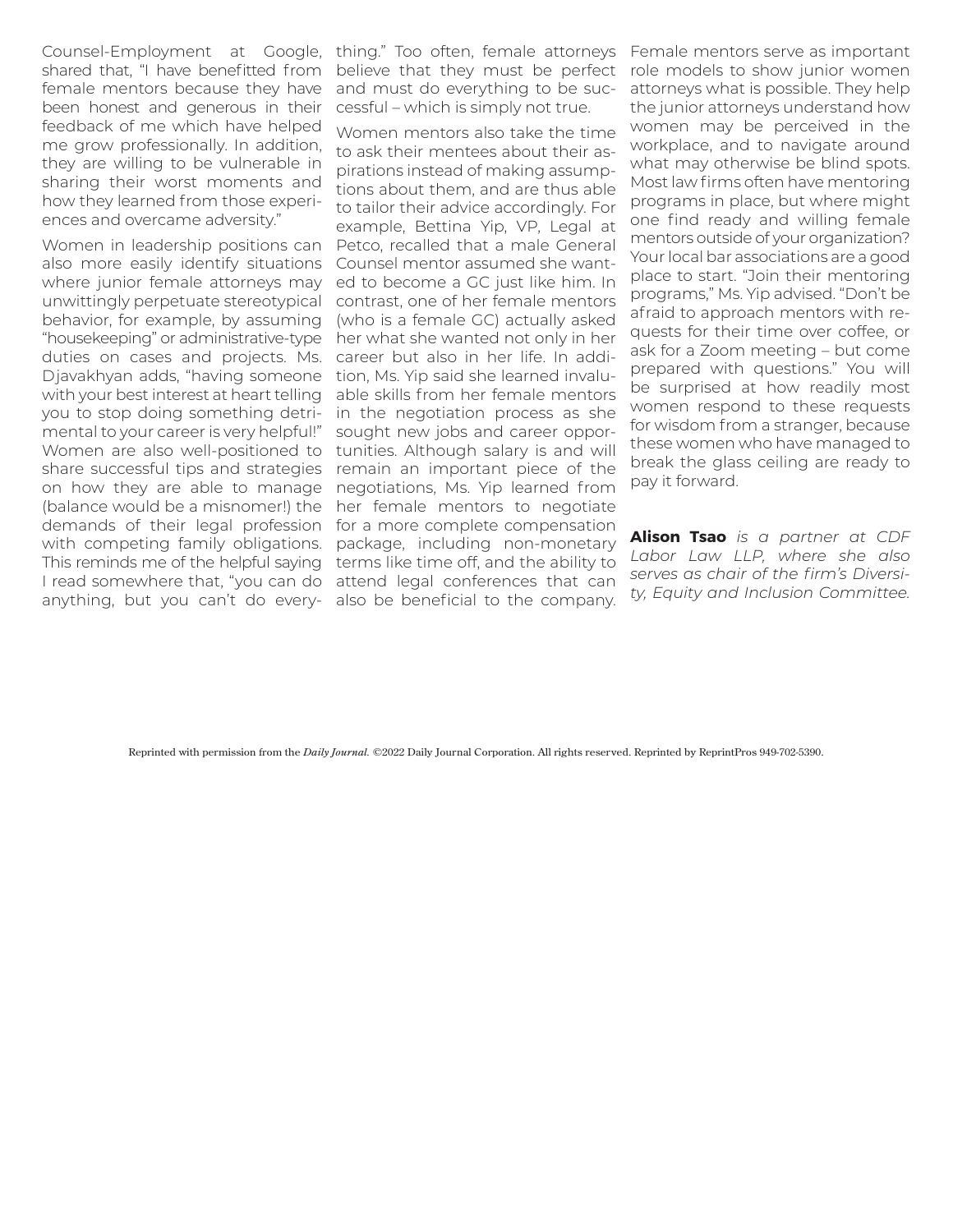Counsel-Employment at Google, shared that, "I have benefitted from female mentors because they have been honest and generous in their feedback of me which have helped me grow professionally. In addition, they are willing to be vulnerable in sharing their worst moments and how they learned from those experiences and overcame adversity."

Women in leadership positions can also more easily identify situations where junior female attorneys may unwittingly perpetuate stereotypical behavior, for example, by assuming "housekeeping" or administrative-type duties on cases and projects. Ms. Djavakhyan adds, "having someone with your best interest at heart telling you to stop doing something detrimental to your career is very helpful!" Women are also well-positioned to share successful tips and strategies on how they are able to manage (balance would be a misnomer!) the demands of their legal profession with competing family obligations. This reminds me of the helpful saying I read somewhere that, "you can do anything, but you can't do everything." Too often, female attorneys believe that they must be perfect and must do everything to be successful – which is simply not true.

Women mentors also take the time to ask their mentees about their aspirations instead of making assumptions about them, and are thus able to tailor their advice accordingly. For example, Bettina Yip, VP, Legal at Petco, recalled that a male General Counsel mentor assumed she wanted to become a GC just like him. In contrast, one of her female mentors (who is a female GC) actually asked her what she wanted not only in her career but also in her life. In addition, Ms. Yip said she learned invaluable skills from her female mentors in the negotiation process as she sought new jobs and career opportunities. Although salary is and will remain an important piece of the negotiations, Ms. Yip learned from her female mentors to negotiate for a more complete compensation package, including non-monetary terms like time off, and the ability to attend legal conferences that can also be beneficial to the company. Female mentors serve as important role models to show junior women attorneys what is possible. They help the junior attorneys understand how women may be perceived in the workplace, and to navigate around what may otherwise be blind spots. Most law firms often have mentoring programs in place, but where might one find ready and willing female mentors outside of your organization? Your local bar associations are a good place to start. "Join their mentoring programs," Ms. Yip advised. "Don't be afraid to approach mentors with requests for their time over coffee, or ask for a Zoom meeting – but come prepared with questions." You will be surprised at how readily most women respond to these requests for wisdom from a stranger, because these women who have managed to break the glass ceiling are ready to pay it forward.

**Alison Tsao** *is a partner at CDF Labor Law LLP, where she also serves as chair of the firm's Diversity, Equity and Inclusion Committee.*

Reprinted with permission from the *Daily Journal*. ©2022 Daily Journal Corporation. All rights reserved. Reprinted by ReprintPros 949-702-5390.